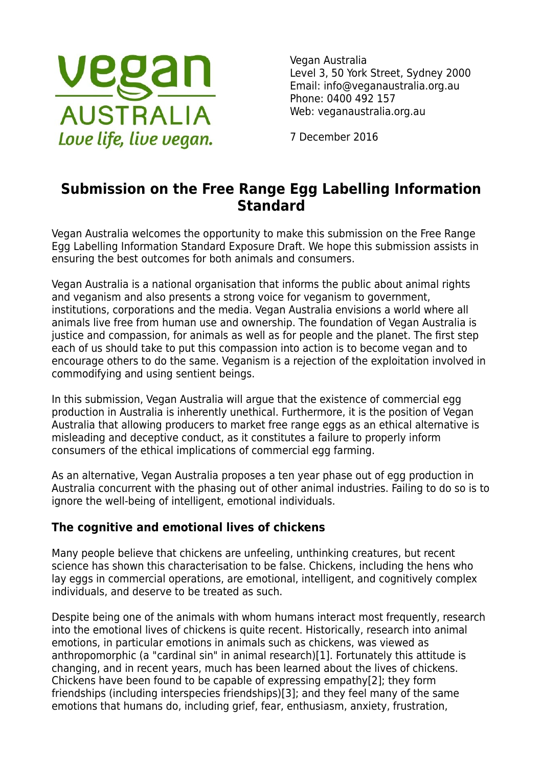**vegan**

**AUSTRALIA**

*Love life, live vegan.*

Vegan Australia
Level 3, 50 York Street, Sydney 2000
Email: info@veganaustralia.org.au
Phone: 0400 492 157
Web: veganaustralia.org.au

7 December 2016

# Submission on the Free Range Egg Labelling Information Standard

Vegan Australia welcomes the opportunity to make this submission on the Free Range Egg Labelling Information Standard Exposure Draft. We hope this submission assists in ensuring the best outcomes for both animals and consumers.

Vegan Australia is a national organisation that informs the public about animal rights and veganism and also presents a strong voice for veganism to government, institutions, corporations and the media. Vegan Australia envisions a world where all animals live free from human use and ownership. The foundation of Vegan Australia is justice and compassion, for animals as well as for people and the planet. The first step each of us should take to put this compassion into action is to become vegan and to encourage others to do the same. Veganism is a rejection of the exploitation involved in commodifying and using sentient beings.

In this submission, Vegan Australia will argue that the existence of commercial egg production in Australia is inherently unethical. Furthermore, it is the position of Vegan Australia that allowing producers to market free range eggs as an ethical alternative is misleading and deceptive conduct, as it constitutes a failure to properly inform consumers of the ethical implications of commercial egg farming.

As an alternative, Vegan Australia proposes a ten year phase out of egg production in Australia concurrent with the phasing out of other animal industries. Failing to do so is to ignore the well-being of intelligent, emotional individuals.

## The cognitive and emotional lives of chickens

Many people believe that chickens are unfeeling, unthinking creatures, but recent science has shown this characterisation to be false. Chickens, including the hens who lay eggs in commercial operations, are emotional, intelligent, and cognitively complex individuals, and deserve to be treated as such.

Despite being one of the animals with whom humans interact most frequently, research into the emotional lives of chickens is quite recent. Historically, research into animal emotions, in particular emotions in animals such as chickens, was viewed as anthropomorphic (a "cardinal sin" in animal research)[1]. Fortunately this attitude is changing, and in recent years, much has been learned about the lives of chickens. Chickens have been found to be capable of expressing empathy[2]; they form friendships (including interspecies friendships)[3]; and they feel many of the same emotions that humans do, including grief, fear, enthusiasm, anxiety, frustration,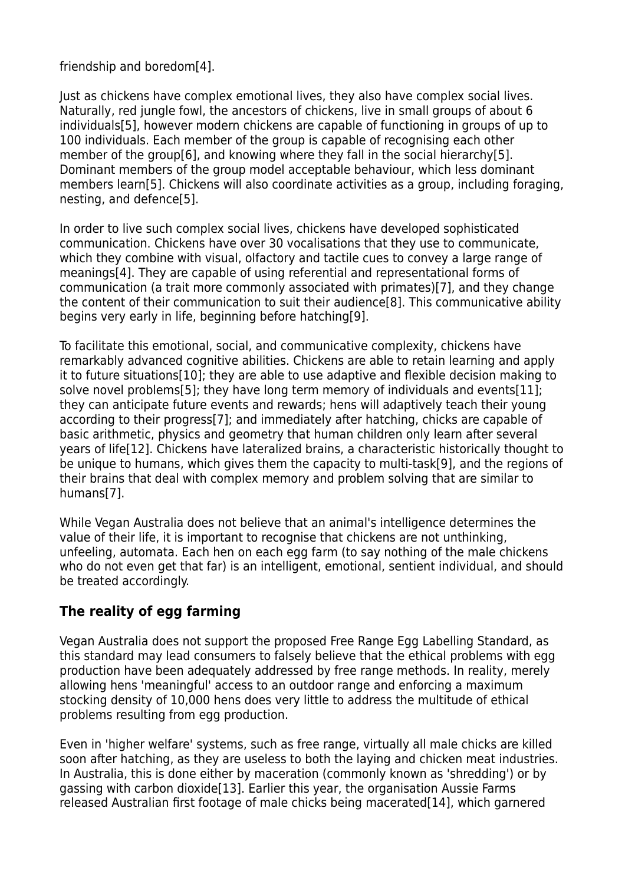friendship and boredom[4].

Just as chickens have complex emotional lives, they also have complex social lives. Naturally, red jungle fowl, the ancestors of chickens, live in small groups of about 6 individuals[5], however modern chickens are capable of functioning in groups of up to 100 individuals. Each member of the group is capable of recognising each other member of the group[6], and knowing where they fall in the social hierarchy[5]. Dominant members of the group model acceptable behaviour, which less dominant members learn[5]. Chickens will also coordinate activities as a group, including foraging, nesting, and defence[5].

In order to live such complex social lives, chickens have developed sophisticated communication. Chickens have over 30 vocalisations that they use to communicate, which they combine with visual, olfactory and tactile cues to convey a large range of meanings[4]. They are capable of using referential and representational forms of communication (a trait more commonly associated with primates)[7], and they change the content of their communication to suit their audience[8]. This communicative ability begins very early in life, beginning before hatching[9].

To facilitate this emotional, social, and communicative complexity, chickens have remarkably advanced cognitive abilities. Chickens are able to retain learning and apply it to future situations[10]; they are able to use adaptive and flexible decision making to solve novel problems[5]; they have long term memory of individuals and events[11]; they can anticipate future events and rewards; hens will adaptively teach their young according to their progress[7]; and immediately after hatching, chicks are capable of basic arithmetic, physics and geometry that human children only learn after several years of life[12]. Chickens have lateralized brains, a characteristic historically thought to be unique to humans, which gives them the capacity to multi-task[9], and the regions of their brains that deal with complex memory and problem solving that are similar to humans[7].

While Vegan Australia does not believe that an animal's intelligence determines the value of their life, it is important to recognise that chickens are not unthinking, unfeeling, automata. Each hen on each egg farm (to say nothing of the male chickens who do not even get that far) is an intelligent, emotional, sentient individual, and should be treated accordingly.

## The reality of egg farming

Vegan Australia does not support the proposed Free Range Egg Labelling Standard, as this standard may lead consumers to falsely believe that the ethical problems with egg production have been adequately addressed by free range methods. In reality, merely allowing hens 'meaningful' access to an outdoor range and enforcing a maximum stocking density of 10,000 hens does very little to address the multitude of ethical problems resulting from egg production.

Even in 'higher welfare' systems, such as free range, virtually all male chicks are killed soon after hatching, as they are useless to both the laying and chicken meat industries. In Australia, this is done either by maceration (commonly known as 'shredding') or by gassing with carbon dioxide[13]. Earlier this year, the organisation Aussie Farms released Australian first footage of male chicks being macerated[14], which garnered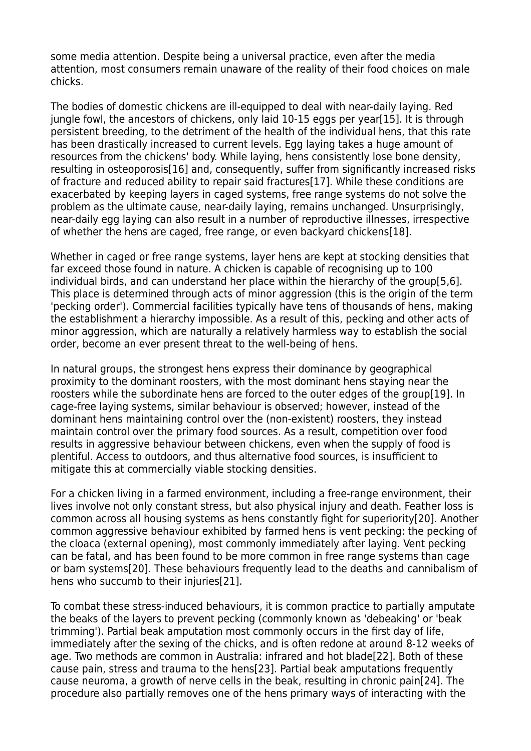some media attention. Despite being a universal practice, even after the media attention, most consumers remain unaware of the reality of their food choices on male chicks.

The bodies of domestic chickens are ill-equipped to deal with near-daily laying. Red jungle fowl, the ancestors of chickens, only laid 10-15 eggs per year[15]. It is through persistent breeding, to the detriment of the health of the individual hens, that this rate has been drastically increased to current levels. Egg laying takes a huge amount of resources from the chickens' body. While laying, hens consistently lose bone density, resulting in osteoporosis[16] and, consequently, suffer from significantly increased risks of fracture and reduced ability to repair said fractures[17]. While these conditions are exacerbated by keeping layers in caged systems, free range systems do not solve the problem as the ultimate cause, near-daily laying, remains unchanged. Unsurprisingly, near-daily egg laying can also result in a number of reproductive illnesses, irrespective of whether the hens are caged, free range, or even backyard chickens[18].

Whether in caged or free range systems, layer hens are kept at stocking densities that far exceed those found in nature. A chicken is capable of recognising up to 100 individual birds, and can understand her place within the hierarchy of the group[5,6]. This place is determined through acts of minor aggression (this is the origin of the term 'pecking order'). Commercial facilities typically have tens of thousands of hens, making the establishment a hierarchy impossible. As a result of this, pecking and other acts of minor aggression, which are naturally a relatively harmless way to establish the social order, become an ever present threat to the well-being of hens.

In natural groups, the strongest hens express their dominance by geographical proximity to the dominant roosters, with the most dominant hens staying near the roosters while the subordinate hens are forced to the outer edges of the group[19]. In cage-free laying systems, similar behaviour is observed; however, instead of the dominant hens maintaining control over the (non-existent) roosters, they instead maintain control over the primary food sources. As a result, competition over food results in aggressive behaviour between chickens, even when the supply of food is plentiful. Access to outdoors, and thus alternative food sources, is insufficient to mitigate this at commercially viable stocking densities.

For a chicken living in a farmed environment, including a free-range environment, their lives involve not only constant stress, but also physical injury and death. Feather loss is common across all housing systems as hens constantly fight for superiority[20]. Another common aggressive behaviour exhibited by farmed hens is vent pecking: the pecking of the cloaca (external opening), most commonly immediately after laying. Vent pecking can be fatal, and has been found to be more common in free range systems than cage or barn systems[20]. These behaviours frequently lead to the deaths and cannibalism of hens who succumb to their injuries[21].

To combat these stress-induced behaviours, it is common practice to partially amputate the beaks of the layers to prevent pecking (commonly known as 'debeaking' or 'beak trimming'). Partial beak amputation most commonly occurs in the first day of life, immediately after the sexing of the chicks, and is often redone at around 8-12 weeks of age. Two methods are common in Australia: infrared and hot blade[22]. Both of these cause pain, stress and trauma to the hens[23]. Partial beak amputations frequently cause neuroma, a growth of nerve cells in the beak, resulting in chronic pain[24]. The procedure also partially removes one of the hens primary ways of interacting with the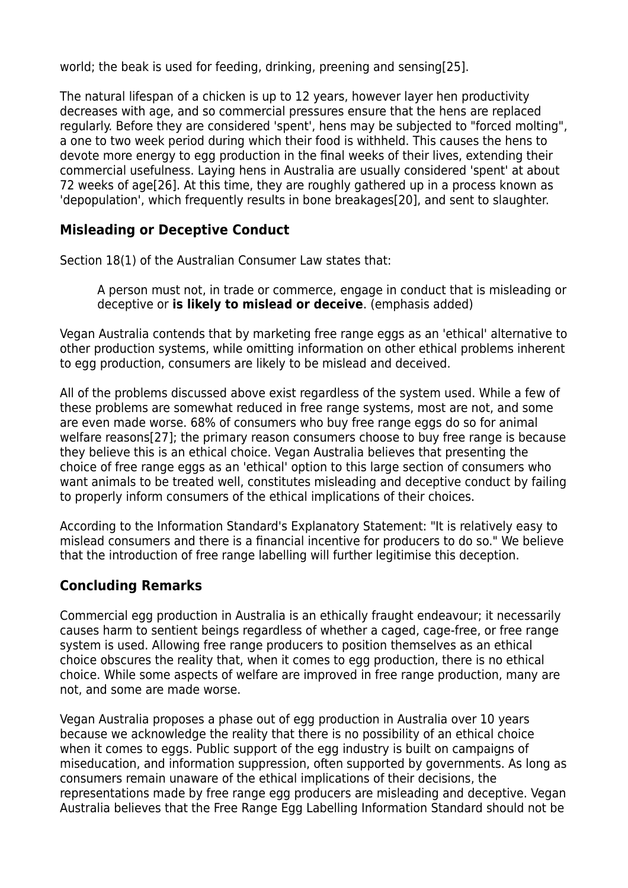world; the beak is used for feeding, drinking, preening and sensing[25].

The natural lifespan of a chicken is up to 12 years, however layer hen productivity decreases with age, and so commercial pressures ensure that the hens are replaced regularly. Before they are considered 'spent', hens may be subjected to "forced molting", a one to two week period during which their food is withheld. This causes the hens to devote more energy to egg production in the final weeks of their lives, extending their commercial usefulness. Laying hens in Australia are usually considered 'spent' at about 72 weeks of age[26]. At this time, they are roughly gathered up in a process known as 'depopulation', which frequently results in bone breakages[20], and sent to slaughter.

### Misleading or Deceptive Conduct

Section 18(1) of the Australian Consumer Law states that:

> A person must not, in trade or commerce, engage in conduct that is misleading or deceptive or **is likely to mislead or deceive**. (emphasis added)

Vegan Australia contends that by marketing free range eggs as an 'ethical' alternative to other production systems, while omitting information on other ethical problems inherent to egg production, consumers are likely to be mislead and deceived.

All of the problems discussed above exist regardless of the system used. While a few of these problems are somewhat reduced in free range systems, most are not, and some are even made worse. 68% of consumers who buy free range eggs do so for animal welfare reasons[27]; the primary reason consumers choose to buy free range is because they believe this is an ethical choice. Vegan Australia believes that presenting the choice of free range eggs as an 'ethical' option to this large section of consumers who want animals to be treated well, constitutes misleading and deceptive conduct by failing to properly inform consumers of the ethical implications of their choices.

According to the Information Standard's Explanatory Statement: "It is relatively easy to mislead consumers and there is a financial incentive for producers to do so." We believe that the introduction of free range labelling will further legitimise this deception.

### Concluding Remarks

Commercial egg production in Australia is an ethically fraught endeavour; it necessarily causes harm to sentient beings regardless of whether a caged, cage-free, or free range system is used. Allowing free range producers to position themselves as an ethical choice obscures the reality that, when it comes to egg production, there is no ethical choice. While some aspects of welfare are improved in free range production, many are not, and some are made worse.

Vegan Australia proposes a phase out of egg production in Australia over 10 years because we acknowledge the reality that there is no possibility of an ethical choice when it comes to eggs. Public support of the egg industry is built on campaigns of miseducation, and information suppression, often supported by governments. As long as consumers remain unaware of the ethical implications of their decisions, the representations made by free range egg producers are misleading and deceptive. Vegan Australia believes that the Free Range Egg Labelling Information Standard should not be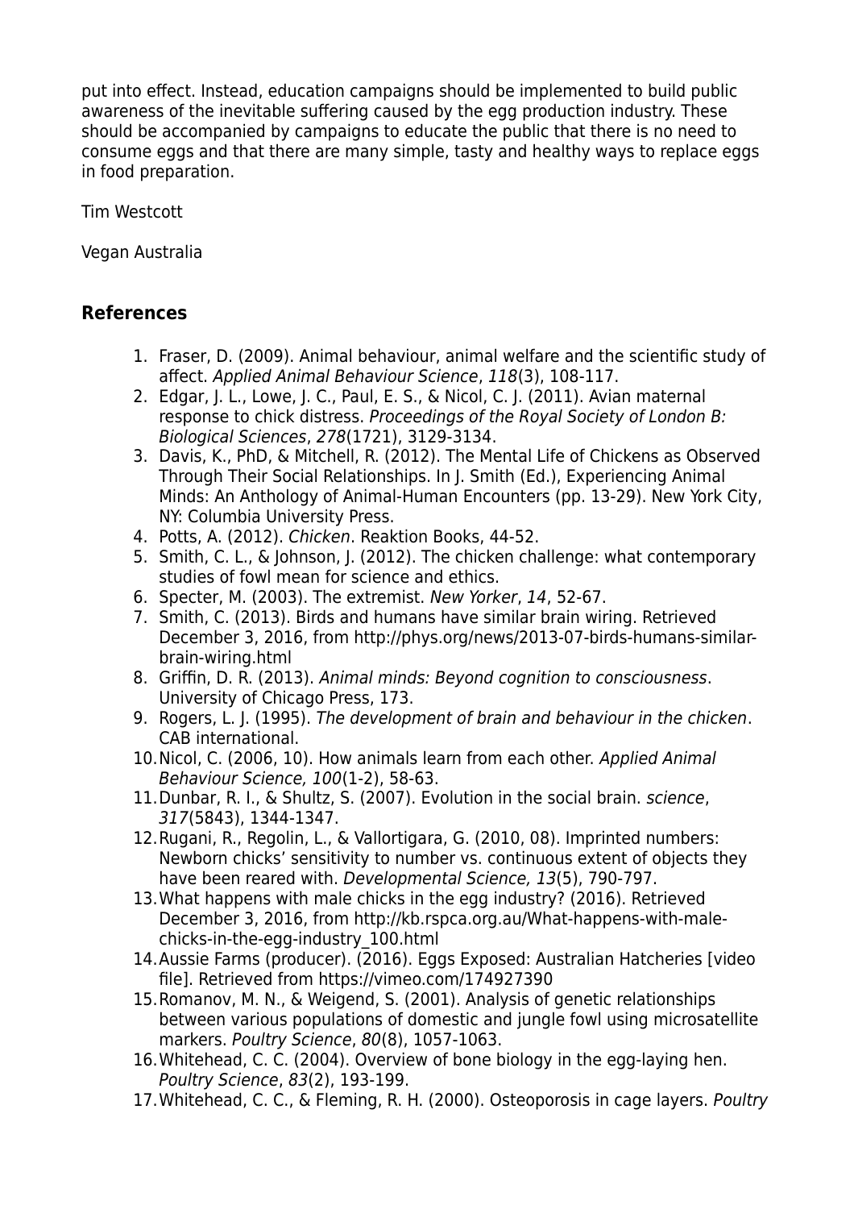put into effect. Instead, education campaigns should be implemented to build public awareness of the inevitable suffering caused by the egg production industry. These should be accompanied by campaigns to educate the public that there is no need to consume eggs and that there are many simple, tasty and healthy ways to replace eggs in food preparation.

Tim Westcott

Vegan Australia

## References

1. Fraser, D. (2009). Animal behaviour, animal welfare and the scientific study of affect. *Applied Animal Behaviour Science*, *118*(3), 108-117.
2. Edgar, J. L., Lowe, J. C., Paul, E. S., & Nicol, C. J. (2011). Avian maternal response to chick distress. *Proceedings of the Royal Society of London B: Biological Sciences*, *278*(1721), 3129-3134.
3. Davis, K., PhD, & Mitchell, R. (2012). The Mental Life of Chickens as Observed Through Their Social Relationships. In J. Smith (Ed.), Experiencing Animal Minds: An Anthology of Animal-Human Encounters (pp. 13-29). New York City, NY: Columbia University Press.
4. Potts, A. (2012). *Chicken*. Reaktion Books, 44-52.
5. Smith, C. L., & Johnson, J. (2012). The chicken challenge: what contemporary studies of fowl mean for science and ethics.
6. Specter, M. (2003). The extremist. *New Yorker*, *14*, 52-67.
7. Smith, C. (2013). Birds and humans have similar brain wiring. Retrieved December 3, 2016, from http://phys.org/news/2013-07-birds-humans-similar-brain-wiring.html
8. Griffin, D. R. (2013). *Animal minds: Beyond cognition to consciousness*. University of Chicago Press, 173.
9. Rogers, L. J. (1995). *The development of brain and behaviour in the chicken*. CAB international.
10. Nicol, C. (2006, 10). How animals learn from each other. *Applied Animal Behaviour Science, 100*(1-2), 58-63.
11. Dunbar, R. I., & Shultz, S. (2007). Evolution in the social brain. *science*, *317*(5843), 1344-1347.
12. Rugani, R., Regolin, L., & Vallortigara, G. (2010, 08). Imprinted numbers: Newborn chicks' sensitivity to number vs. continuous extent of objects they have been reared with. *Developmental Science, 13*(5), 790-797.
13. What happens with male chicks in the egg industry? (2016). Retrieved December 3, 2016, from http://kb.rspca.org.au/What-happens-with-male-chicks-in-the-egg-industry_100.html
14. Aussie Farms (producer). (2016). Eggs Exposed: Australian Hatcheries [video file]. Retrieved from https://vimeo.com/174927390
15. Romanov, M. N., & Weigend, S. (2001). Analysis of genetic relationships between various populations of domestic and jungle fowl using microsatellite markers. *Poultry Science*, *80*(8), 1057-1063.
16. Whitehead, C. C. (2004). Overview of bone biology in the egg-laying hen. *Poultry Science*, *83*(2), 193-199.
17. Whitehead, C. C., & Fleming, R. H. (2000). Osteoporosis in cage layers. *Poultry*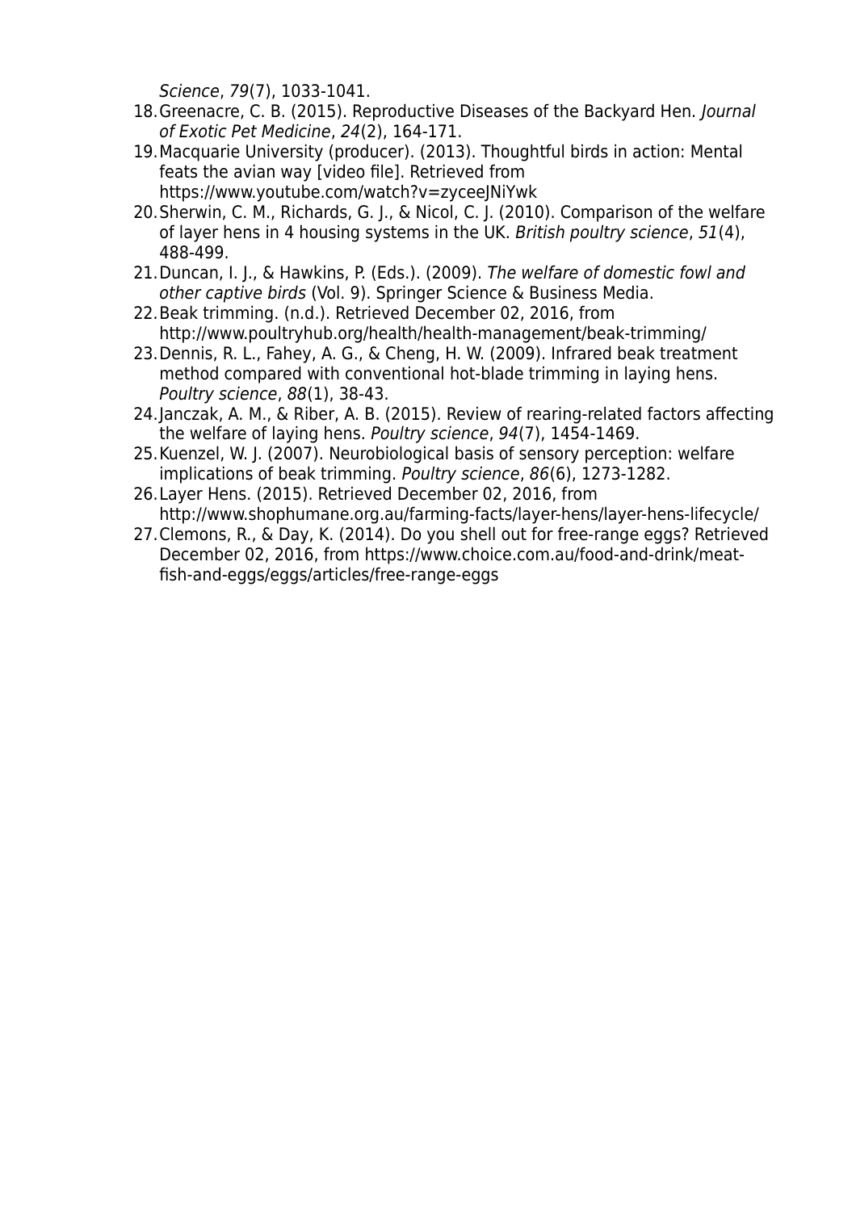*Science*, *79*(7), 1033-1041.

18. Greenacre, C. B. (2015). Reproductive Diseases of the Backyard Hen. *Journal of Exotic Pet Medicine*, *24*(2), 164-171.
19. Macquarie University (producer). (2013). Thoughtful birds in action: Mental feats the avian way [video file]. Retrieved from https://www.youtube.com/watch?v=zyceeJNiYwk
20. Sherwin, C. M., Richards, G. J., & Nicol, C. J. (2010). Comparison of the welfare of layer hens in 4 housing systems in the UK. *British poultry science*, *51*(4), 488-499.
21. Duncan, I. J., & Hawkins, P. (Eds.). (2009). *The welfare of domestic fowl and other captive birds* (Vol. 9). Springer Science & Business Media.
22. Beak trimming. (n.d.). Retrieved December 02, 2016, from http://www.poultryhub.org/health/health-management/beak-trimming/
23. Dennis, R. L., Fahey, A. G., & Cheng, H. W. (2009). Infrared beak treatment method compared with conventional hot-blade trimming in laying hens. *Poultry science*, *88*(1), 38-43.
24. Janczak, A. M., & Riber, A. B. (2015). Review of rearing-related factors affecting the welfare of laying hens. *Poultry science*, *94*(7), 1454-1469.
25. Kuenzel, W. J. (2007). Neurobiological basis of sensory perception: welfare implications of beak trimming. *Poultry science*, *86*(6), 1273-1282.
26. Layer Hens. (2015). Retrieved December 02, 2016, from http://www.shophumane.org.au/farming-facts/layer-hens/layer-hens-lifecycle/
27. Clemons, R., & Day, K. (2014). Do you shell out for free-range eggs? Retrieved December 02, 2016, from https://www.choice.com.au/food-and-drink/meat-fish-and-eggs/eggs/articles/free-range-eggs